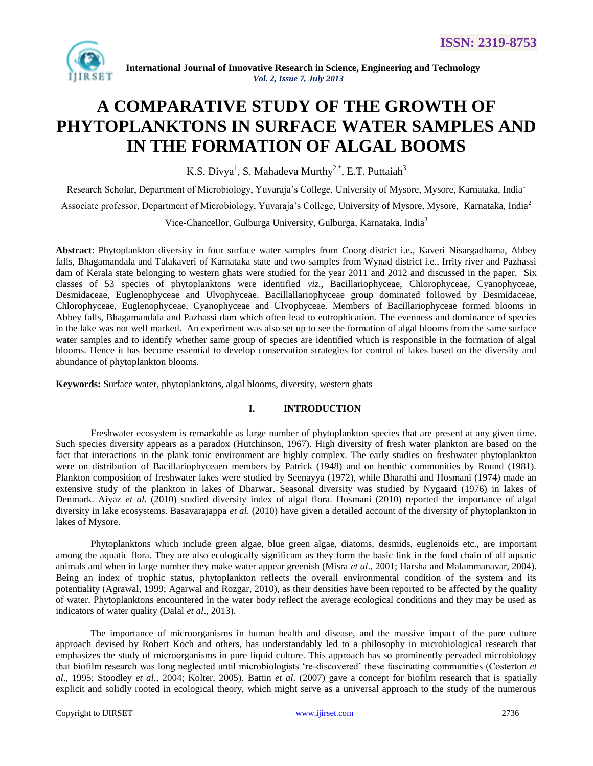# A COMPARATIVE STUDY OF THE GROWTH OF PHYTOPLANKTONS IN SURFACE WATER SAMPLES AND IN THE FORMATION OF ALGAL BOOMS

K.S. Divya[1], S. Mahadeva Murthy[2,*], E.T. Puttaiah[3]

Research Scholar, Department of Microbiology, Yuvaraja's College, University of Mysore, Mysore, Karnataka, India[1]

Associate professor, Department of Microbiology, Yuvaraja's College, University of Mysore, Mysore, Karnataka, India[2]

Vice-Chancellor, Gulburga University, Gulburga, Karnataka, India[3]

**Abstract**: Phytoplankton diversity in four surface water samples from Coorg district i.e., Kaveri Nisargadhama, Abbey falls, Bhagamandala and Talakaveri of Karnataka state and two samples from Wynad district i.e., Irrity river and Pazhassi dam of Kerala state belonging to western ghats were studied for the year 2011 and 2012 and discussed in the paper. Six classes of 53 species of phytoplanktons were identified *viz*., Bacillariophyceae, Chlorophyceae, Cyanophyceae, Desmidaceae, Euglenophyceae and Ulvophyceae. Bacillallariophyceae group dominated followed by Desmidaceae, Chlorophyceae, Euglenophyceae, Cyanophyceae and Ulvophyceae. Members of Bacillariophyceae formed blooms in Abbey falls, Bhagamandala and Pazhassi dam which often lead to eutrophication. The evenness and dominance of species in the lake was not well marked. An experiment was also set up to see the formation of algal blooms from the same surface water samples and to identify whether same group of species are identified which is responsible in the formation of algal blooms. Hence it has become essential to develop conservation strategies for control of lakes based on the diversity and abundance of phytoplankton blooms.

**Keywords:** Surface water, phytoplanktons, algal blooms, diversity, western ghats

## I. INTRODUCTION

Freshwater ecosystem is remarkable as large number of phytoplankton species that are present at any given time. Such species diversity appears as a paradox (Hutchinson, 1967). High diversity of fresh water plankton are based on the fact that interactions in the plank tonic environment are highly complex. The early studies on freshwater phytoplankton were on distribution of Bacillariophyceaen members by Patrick (1948) and on benthic communities by Round (1981). Plankton composition of freshwater lakes were studied by Seenayya (1972), while Bharathi and Hosmani (1974) made an extensive study of the plankton in lakes of Dharwar. Seasonal diversity was studied by Nygaard (1976) in lakes of Denmark. Aiyaz *et al*. (2010) studied diversity index of algal flora. Hosmani (2010) reported the importance of algal diversity in lake ecosystems. Basavarajappa *et al*. (2010) have given a detailed account of the diversity of phytoplankton in lakes of Mysore.

Phytoplanktons which include green algae, blue green algae, diatoms, desmids, euglenoids etc., are important among the aquatic flora. They are also ecologically significant as they form the basic link in the food chain of all aquatic animals and when in large number they make water appear greenish (Misra *et al*., 2001; Harsha and Malammanavar, 2004). Being an index of trophic status, phytoplankton reflects the overall environmental condition of the system and its potentiality (Agrawal, 1999; Agarwal and Rozgar, 2010), as their densities have been reported to be affected by the quality of water. Phytoplanktons encountered in the water body reflect the average ecological conditions and they may be used as indicators of water quality (Dalal *et al*., 2013).

The importance of microorganisms in human health and disease, and the massive impact of the pure culture approach devised by Robert Koch and others, has understandably led to a philosophy in microbiological research that emphasizes the study of microorganisms in pure liquid culture. This approach has so prominently pervaded microbiology that biofilm research was long neglected until microbiologists 're-discovered' these fascinating communities (Costerton *et al*., 1995; Stoodley *et al*., 2004; Kolter, 2005). Battin *et al*. (2007) gave a concept for biofilm research that is spatially explicit and solidly rooted in ecological theory, which might serve as a universal approach to the study of the numerous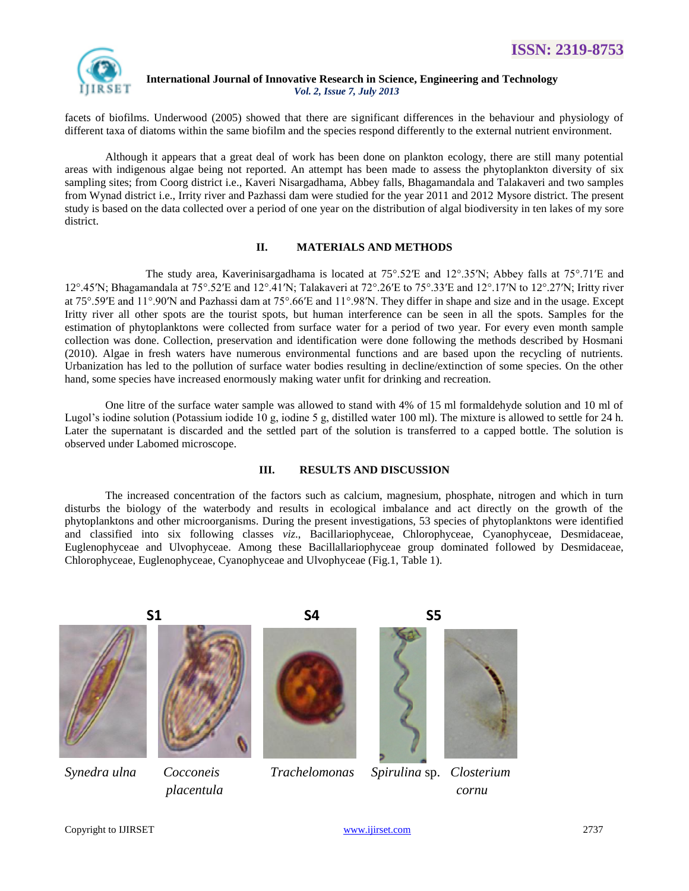facets of biofilms. Underwood (2005) showed that there are significant differences in the behaviour and physiology of different taxa of diatoms within the same biofilm and the species respond differently to the external nutrient environment.

Although it appears that a great deal of work has been done on plankton ecology, there are still many potential areas with indigenous algae being not reported. An attempt has been made to assess the phytoplankton diversity of six sampling sites; from Coorg district i.e., Kaveri Nisargadhama, Abbey falls, Bhagamandala and Talakaveri and two samples from Wynad district i.e., Irrity river and Pazhassi dam were studied for the year 2011 and 2012 Mysore district. The present study is based on the data collected over a period of one year on the distribution of algal biodiversity in ten lakes of my sore district.

## II. MATERIALS AND METHODS

The study area, Kaverinisargadhama is located at 75°.52′E and 12°.35′N; Abbey falls at 75°.71′E and 12°.45′N; Bhagamandala at 75°.52′E and 12°.41′N; Talakaveri at 72°.26′E to 75°.33′E and 12°.17′N to 12°.27′N; Iritty river at 75°.59′E and 11°.90′N and Pazhassi dam at 75°.66′E and 11°.98′N. They differ in shape and size and in the usage. Except Iritty river all other spots are the tourist spots, but human interference can be seen in all the spots. Samples for the estimation of phytoplanktons were collected from surface water for a period of two year. For every even month sample collection was done. Collection, preservation and identification were done following the methods described by Hosmani (2010). Algae in fresh waters have numerous environmental functions and are based upon the recycling of nutrients. Urbanization has led to the pollution of surface water bodies resulting in decline/extinction of some species. On the other hand, some species have increased enormously making water unfit for drinking and recreation.

One litre of the surface water sample was allowed to stand with 4% of 15 ml formaldehyde solution and 10 ml of Lugol's iodine solution (Potassium iodide 10 g, iodine 5 g, distilled water 100 ml). The mixture is allowed to settle for 24 h. Later the supernatant is discarded and the settled part of the solution is transferred to a capped bottle. The solution is observed under Labomed microscope.

## III. RESULTS AND DISCUSSION

The increased concentration of the factors such as calcium, magnesium, phosphate, nitrogen and which in turn disturbs the biology of the waterbody and results in ecological imbalance and act directly on the growth of the phytoplanktons and other microorganisms. During the present investigations, 53 species of phytoplanktons were identified and classified into six following classes *viz*., Bacillariophyceae, Chlorophyceae, Cyanophyceae, Desmidaceae, Euglenophyceae and Ulvophyceae. Among these Bacillallariophyceae group dominated followed by Desmidaceae, Chlorophyceae, Euglenophyceae, Cyanophyceae and Ulvophyceae (Fig.1, Table 1).

**S1** **S4** **S5**

*Synedra ulna* *Cocconeis placentula* *Trachelomonas* *Spirulina* sp. *Closterium cornu*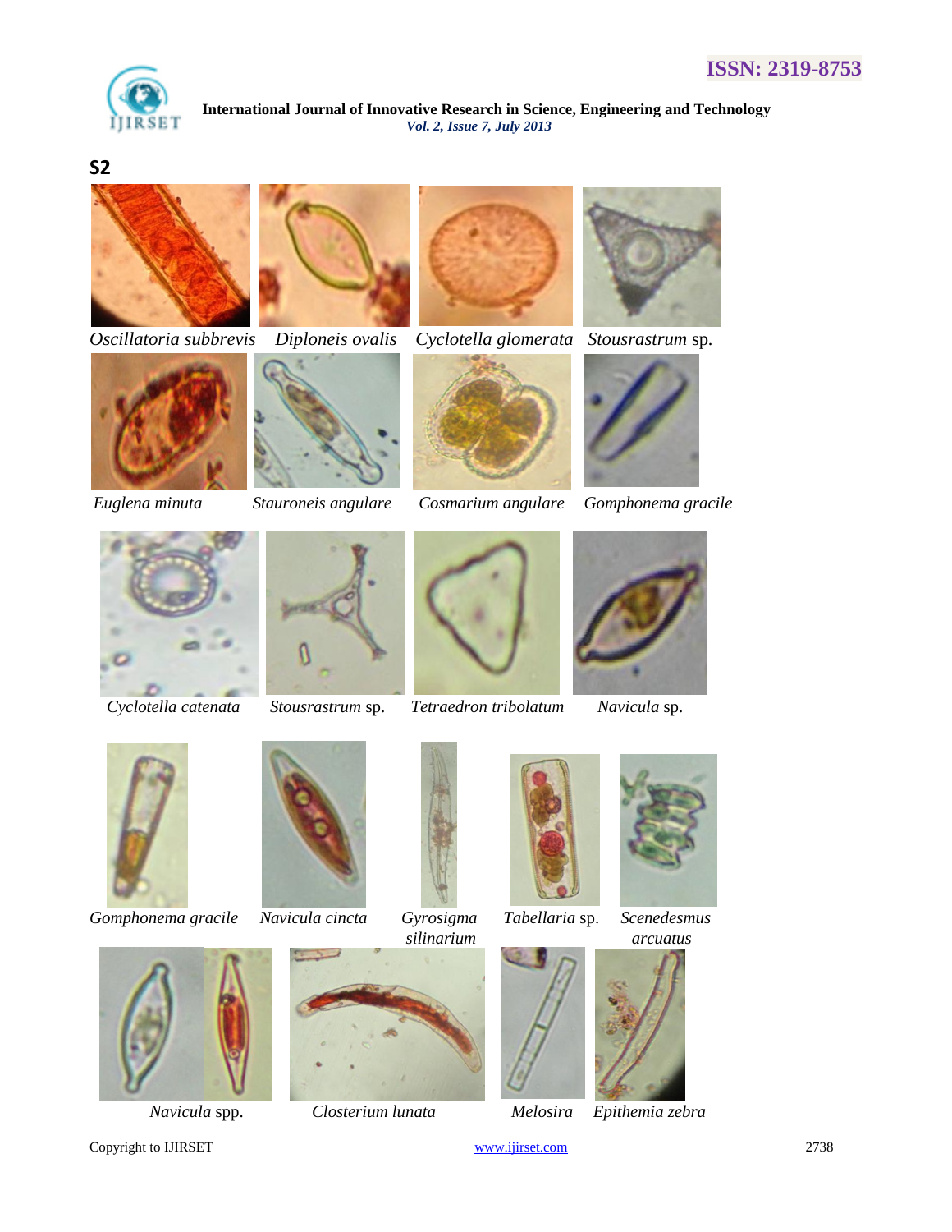**S2**

*Oscillatoria subbrevis* *Diploneis ovalis* *Cyclotella glomerata* *Stousrastrum* sp.

*Euglena minuta* *Stauroneis angulare* *Cosmarium angulare* *Gomphonema gracile*

*Cyclotella catenata* *Stousrastrum* sp. *Tetraedron tribolatum* *Navicula* sp.

*Gomphonema gracile* *Navicula cincta* *Gyrosigma silinarium* *Tabellaria* sp. *Scenedesmus arcuatus*

*Navicula* spp. *Closterium lunata* *Melosira* *Epithemia zebra*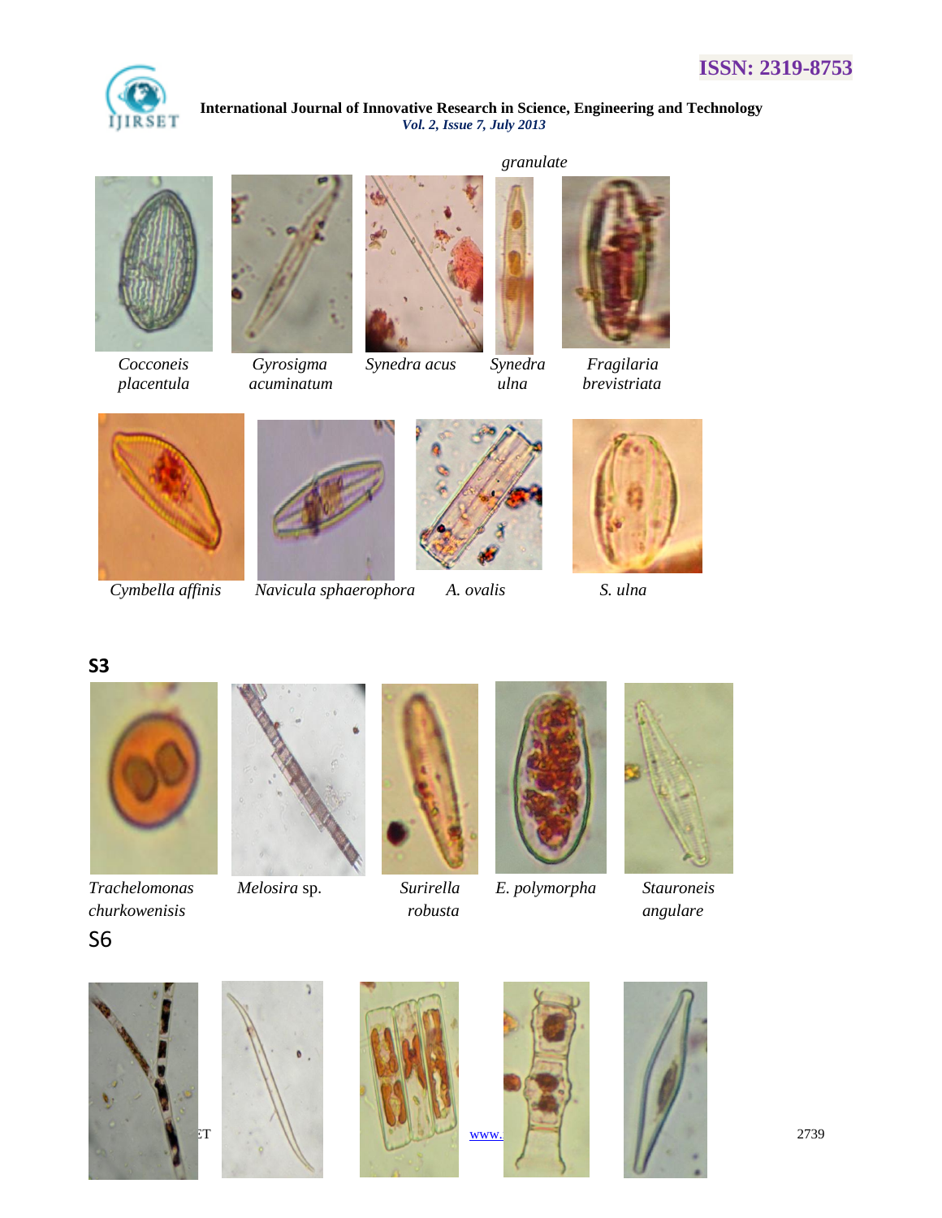granulate

*Cocconeis placentula* | *Gyrosigma acuminatum* | *Synedra acus* | *Synedra ulna* | *Fragilaria brevistriata*

*Cymbella affinis* | *Navicula sphaerophora* | *A. ovalis* | *S. ulna*

**S3**

*Trachelomonas churkowenisis* | *Melosira* sp. | *Surirella robusta* | *E. polymorpha* | *Stauroneis angulare*

S6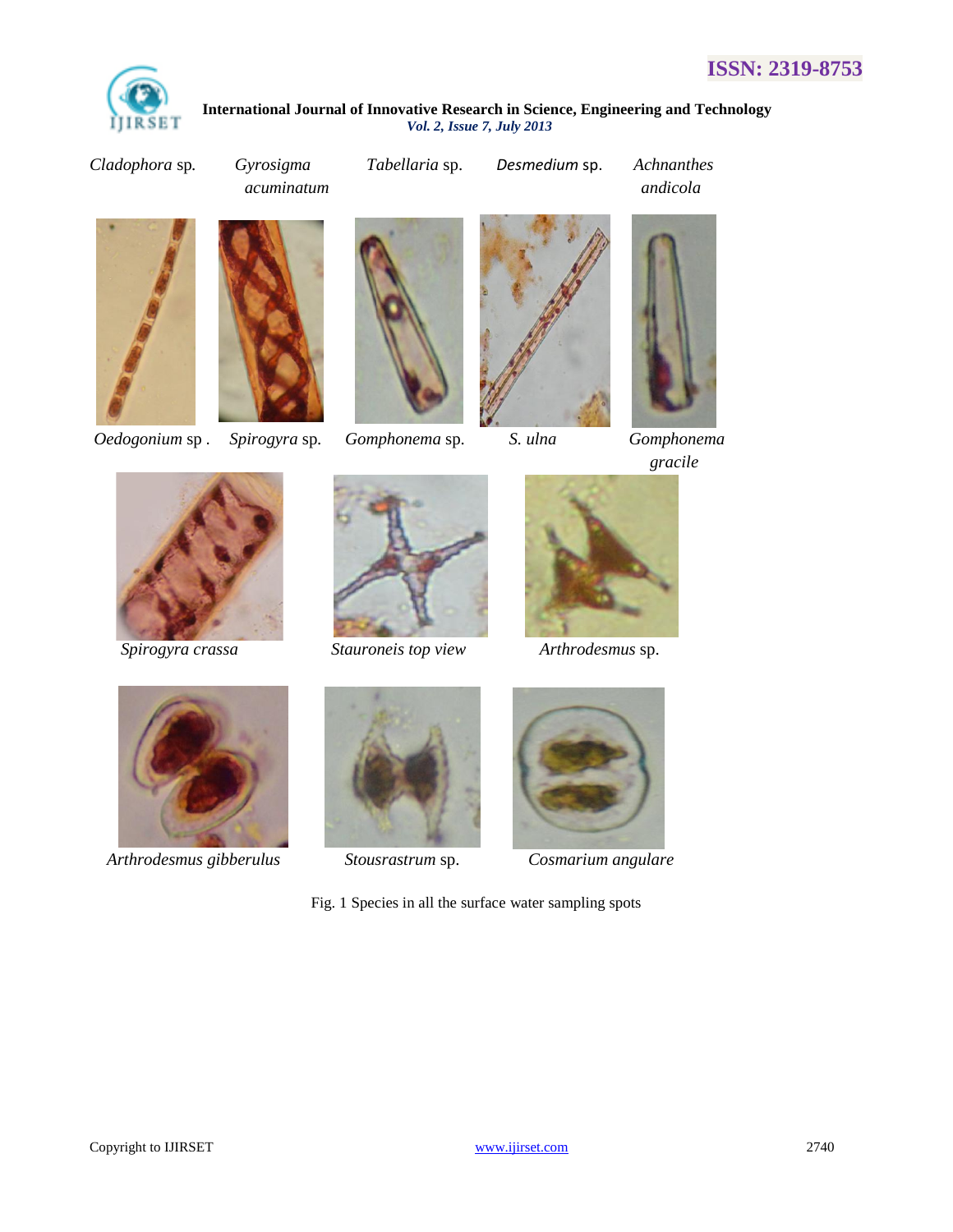*Cladophora* sp. *Gyrosigma acuminatum* *Tabellaria* sp. *Desmedium* sp. *Achnanthes andicola*

*Oedogonium* sp . *Spirogyra* sp. *Gomphonema* sp. *S. ulna* *Gomphonema gracile*

*Spirogyra crassa* *Stauroneis top view* *Arthrodesmus* sp.

*Arthrodesmus gibberulus* *Stousrastrum* sp. *Cosmarium angulare*

Fig. 1 Species in all the surface water sampling spots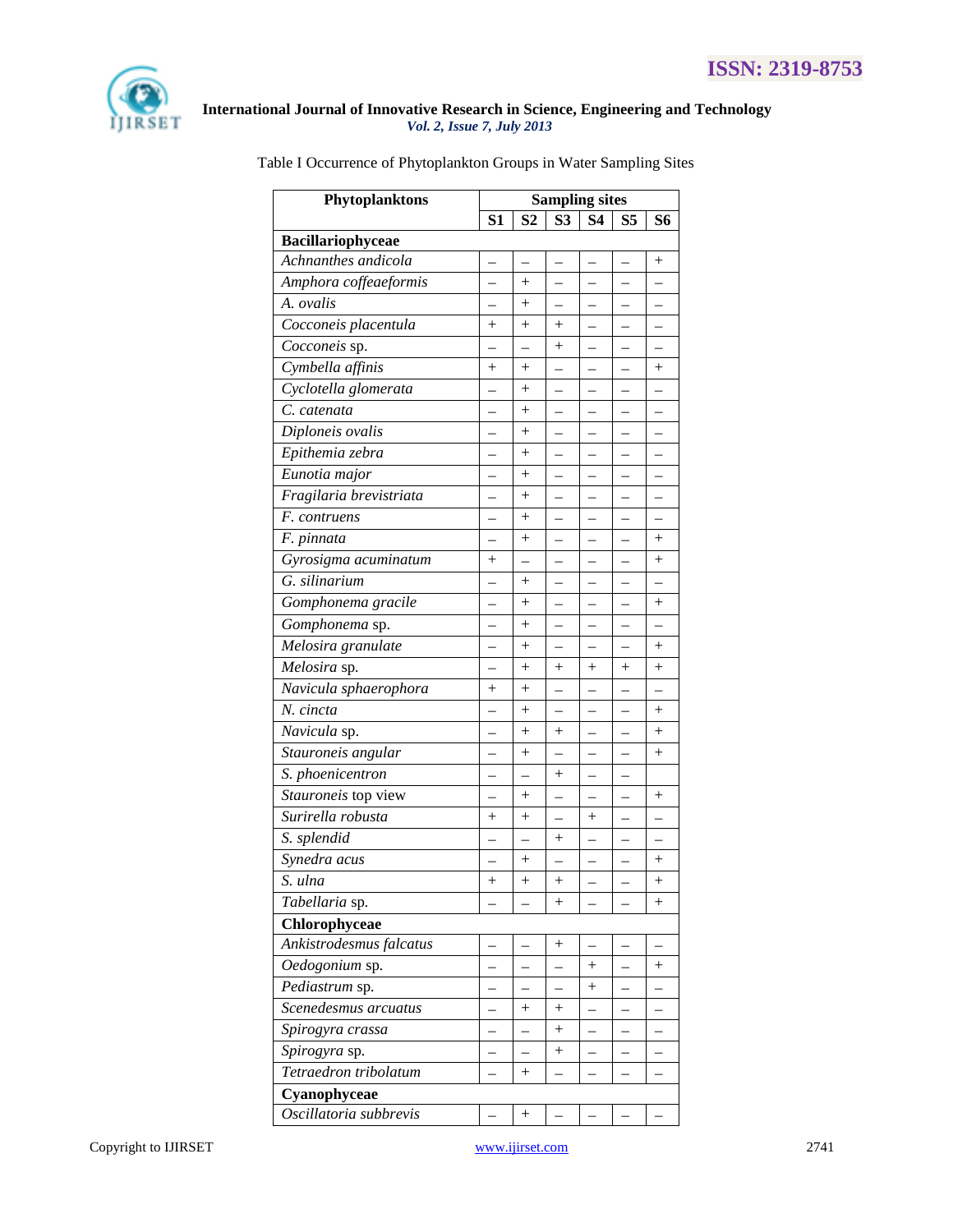Table I Occurrence of Phytoplankton Groups in Water Sampling Sites

| Phytoplanktons | Sampling sites | | | | | |
|---|---|---|---|---|---|---|
| | S1 | S2 | S3 | S4 | S5 | S6 |
| **Bacillariophyceae** | | | | | | |
| *Achnanthes andicola* | – | – | – | – | – | + |
| *Amphora coffeaeformis* | – | + | – | – | – | – |
| *A. ovalis* | – | + | – | – | – | – |
| *Cocconeis placentula* | + | + | + | – | – | – |
| *Cocconeis* sp. | – | – | + | – | – | – |
| *Cymbella affinis* | + | + | – | – | – | + |
| *Cyclotella glomerata* | – | + | – | – | – | – |
| *C. catenata* | – | + | – | – | – | – |
| *Diploneis ovalis* | – | + | – | – | – | – |
| *Epithemia zebra* | – | + | – | – | – | – |
| *Eunotia major* | – | + | – | – | – | – |
| *Fragilaria brevistriata* | – | + | – | – | – | – |
| *F. contruens* | – | + | – | – | – | – |
| *F. pinnata* | – | + | – | – | – | + |
| *Gyrosigma acuminatum* | + | – | – | – | – | + |
| *G. silinarium* | – | + | – | – | – | – |
| *Gomphonema gracile* | – | + | – | – | – | + |
| *Gomphonema* sp. | – | + | – | – | – | – |
| *Melosira granulate* | – | + | – | – | – | + |
| *Melosira* sp. | – | + | + | + | + | + |
| *Navicula sphaerophora* | + | + | – | – | – | – |
| *N. cincta* | – | + | – | – | – | + |
| *Navicula* sp. | – | + | + | – | – | + |
| *Stauroneis angular* | – | + | – | – | – | + |
| *S. phoenicentron* | – | – | + | – | – | |
| *Stauroneis* top view | – | + | – | – | – | + |
| *Surirella robusta* | + | + | – | + | – | – |
| *S. splendid* | – | – | + | – | – | – |
| *Synedra acus* | – | + | – | – | – | + |
| *S. ulna* | + | + | + | – | – | + |
| *Tabellaria* sp. | – | – | + | – | – | + |
| **Chlorophyceae** | | | | | | |
| *Ankistrodesmus falcatus* | – | – | + | – | – | – |
| *Oedogonium* sp. | – | – | – | + | – | + |
| *Pediastrum* sp. | – | – | – | + | – | – |
| *Scenedesmus arcuatus* | – | + | + | – | – | – |
| *Spirogyra crassa* | – | – | + | – | – | – |
| *Spirogyra* sp. | – | – | + | – | – | – |
| *Tetraedron tribolatum* | – | + | – | – | – | – |
| **Cyanophyceae** | | | | | | |
| *Oscillatoria subbrevis* | – | + | – | – | – | – |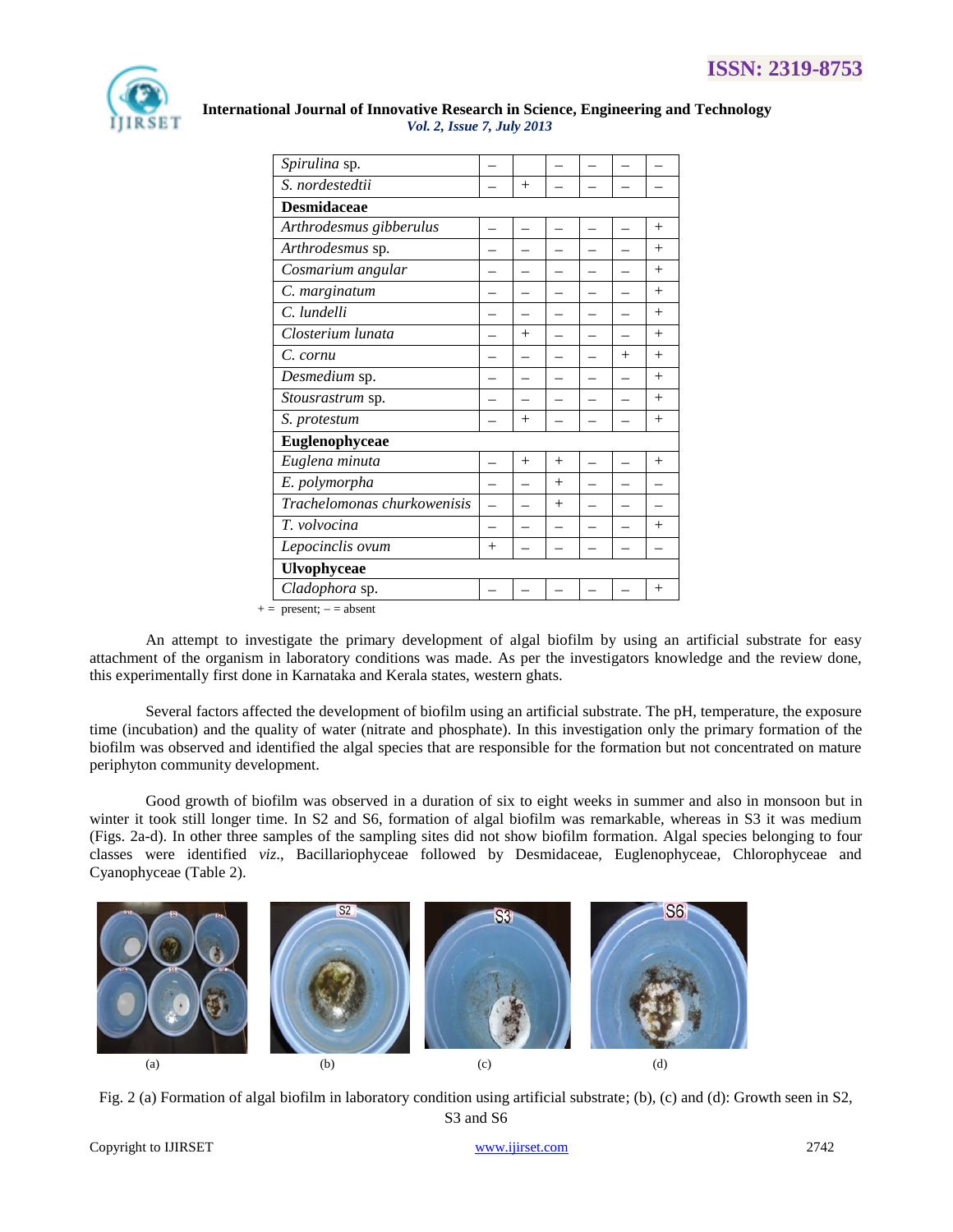| | | | | | | |
|---|---|---|---|---|---|---|
| *Spirulina* sp. | – | | – | – | – | – |
| *S. nordestedtii* | – | + | – | – | – | – |
| **Desmidaceae** | | | | | | |
| *Arthrodesmus gibberulus* | – | – | – | – | – | + |
| *Arthrodesmus* sp. | – | – | – | – | – | + |
| *Cosmarium angular* | – | – | – | – | – | + |
| *C. marginatum* | – | – | – | – | – | + |
| *C. lundelli* | – | – | – | – | – | + |
| *Closterium lunata* | – | + | – | – | – | + |
| *C. cornu* | – | – | – | – | + | + |
| *Desmedium* sp. | – | – | – | – | – | + |
| *Stousrastrum* sp. | – | – | – | – | – | + |
| *S. protestum* | – | + | – | – | – | + |
| **Euglenophyceae** | | | | | | |
| *Euglena minuta* | – | + | + | – | – | + |
| *E. polymorpha* | – | – | + | – | – | – |
| *Trachelomonas churkowenisis* | – | – | + | – | – | – |
| *T. volvocina* | – | – | – | – | – | + |
| *Lepocinclis ovum* | + | – | – | – | – | – |
| **Ulvophyceae** | | | | | | |
| *Cladophora* sp. | – | – | – | – | – | + |

+ = present; – = absent

An attempt to investigate the primary development of algal biofilm by using an artificial substrate for easy attachment of the organism in laboratory conditions was made. As per the investigators knowledge and the review done, this experimentally first done in Karnataka and Kerala states, western ghats.

Several factors affected the development of biofilm using an artificial substrate. The pH, temperature, the exposure time (incubation) and the quality of water (nitrate and phosphate). In this investigation only the primary formation of the biofilm was observed and identified the algal species that are responsible for the formation but not concentrated on mature periphyton community development.

Good growth of biofilm was observed in a duration of six to eight weeks in summer and also in monsoon but in winter it took still longer time. In S2 and S6, formation of algal biofilm was remarkable, whereas in S3 it was medium (Figs. 2a-d). In other three samples of the sampling sites did not show biofilm formation. Algal species belonging to four classes were identified *viz*., Bacillariophyceae followed by Desmidaceae, Euglenophyceae, Chlorophyceae and Cyanophyceae (Table 2).

(a) (b) (c) (d)

Fig. 2 (a) Formation of algal biofilm in laboratory condition using artificial substrate; (b), (c) and (d): Growth seen in S2, S3 and S6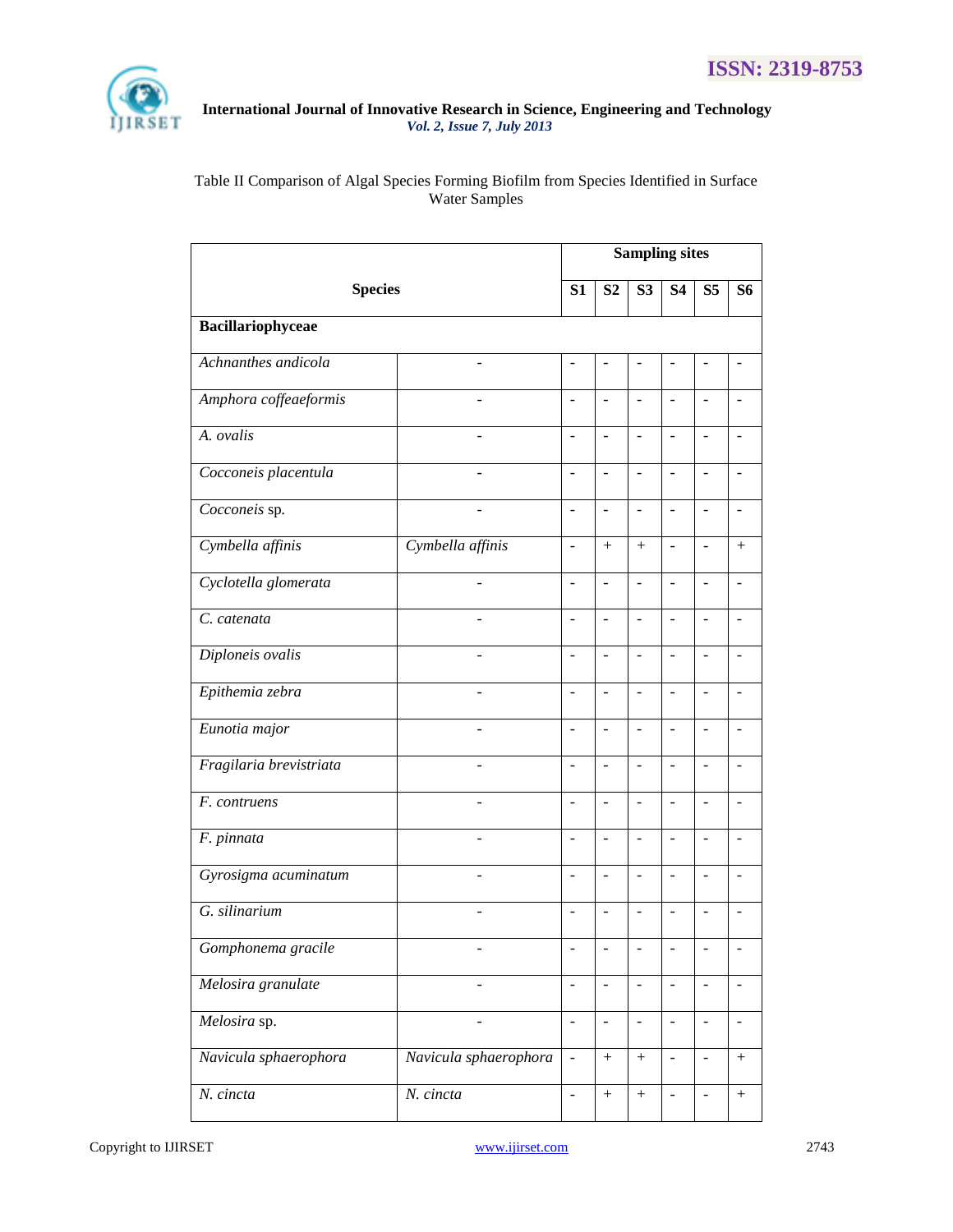Table II Comparison of Algal Species Forming Biofilm from Species Identified in Surface Water Samples

| Species | | Sampling sites | | | | | |
|---|---|---|---|---|---|---|---|
| | | S1 | S2 | S3 | S4 | S5 | S6 |
| **Bacillariophyceae** | | | | | | | |
| *Achnanthes andicola* | - | - | - | - | - | - | - |
| *Amphora coffeaeformis* | - | - | - | - | - | - | - |
| *A. ovalis* | - | - | - | - | - | - | - |
| *Cocconeis placentula* | - | - | - | - | - | - | - |
| *Cocconeis* sp. | - | - | - | - | - | - | - |
| *Cymbella affinis* | *Cymbella affinis* | - | + | + | - | - | + |
| *Cyclotella glomerata* | - | - | - | - | - | - | - |
| *C. catenata* | - | - | - | - | - | - | - |
| *Diploneis ovalis* | - | - | - | - | - | - | - |
| *Epithemia zebra* | - | - | - | - | - | - | - |
| *Eunotia major* | - | - | - | - | - | - | - |
| *Fragilaria brevistriata* | - | - | - | - | - | - | - |
| *F. contruens* | - | - | - | - | - | - | - |
| *F. pinnata* | - | - | - | - | - | - | - |
| *Gyrosigma acuminatum* | - | - | - | - | - | - | - |
| *G. silinarium* | - | - | - | - | - | - | - |
| *Gomphonema gracile* | - | - | - | - | - | - | - |
| *Melosira granulate* | - | - | - | - | - | - | - |
| *Melosira* sp. | - | - | - | - | - | - | - |
| *Navicula sphaerophora* | *Navicula sphaerophora* | - | + | + | - | - | + |
| *N. cincta* | *N. cincta* | - | + | + | - | - | + |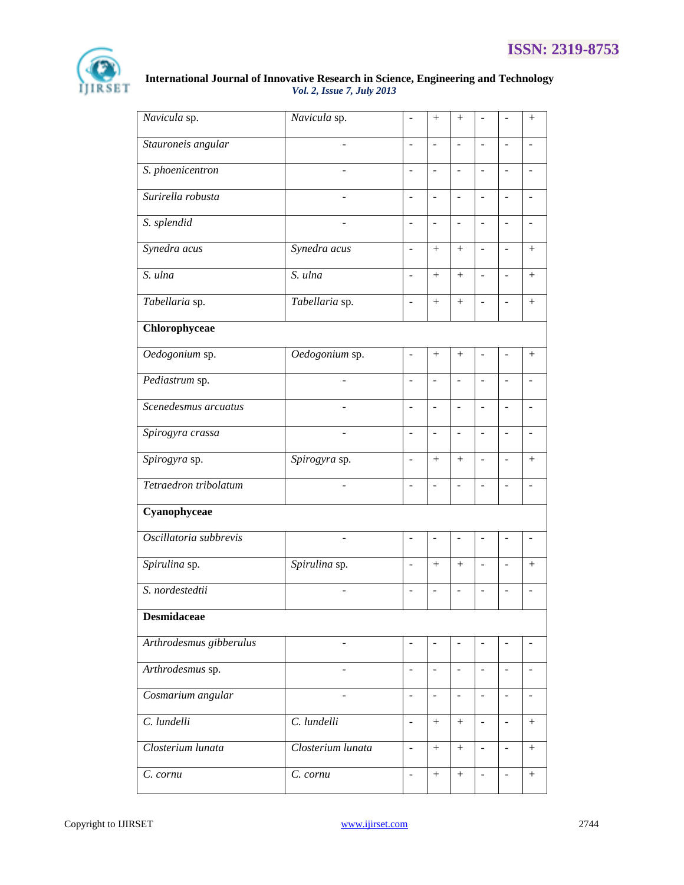| | | | | | | | |
|---|---|---|---|---|---|---|---|
| *Navicula* sp. | *Navicula* sp. | - | + | + | - | - | + |
| *Stauroneis angular* | - | - | - | - | - | - | - |
| *S. phoenicentron* | - | - | - | - | - | - | - |
| *Surirella robusta* | - | - | - | - | - | - | - |
| *S. splendid* | - | - | - | - | - | - | - |
| *Synedra acus* | *Synedra acus* | - | + | + | - | - | + |
| *S. ulna* | *S. ulna* | - | + | + | - | - | + |
| *Tabellaria* sp. | *Tabellaria* sp. | - | + | + | - | - | + |
| **Chlorophyceae** | | | | | | | |
| *Oedogonium* sp. | *Oedogonium* sp. | - | + | + | - | - | + |
| *Pediastrum* sp. | - | - | - | - | - | - | - |
| *Scenedesmus arcuatus* | - | - | - | - | - | - | - |
| *Spirogyra crassa* | - | - | - | - | - | - | - |
| *Spirogyra* sp. | *Spirogyra* sp. | - | + | + | - | - | + |
| *Tetraedron tribolatum* | - | - | - | - | - | - | - |
| **Cyanophyceae** | | | | | | | |
| *Oscillatoria subbrevis* | - | - | - | - | - | - | - |
| *Spirulina* sp. | *Spirulina* sp. | - | + | + | - | - | + |
| *S. nordestedtii* | - | - | - | - | - | - | - |
| **Desmidaceae** | | | | | | | |
| *Arthrodesmus gibberulus* | - | - | - | - | - | - | - |
| *Arthrodesmus* sp. | - | - | - | - | - | - | - |
| *Cosmarium angular* | - | - | - | - | - | - | - |
| *C. lundelli* | *C. lundelli* | - | + | + | - | - | + |
| *Closterium lunata* | *Closterium lunata* | - | + | + | - | - | + |
| *C. cornu* | *C. cornu* | - | + | + | - | - | + |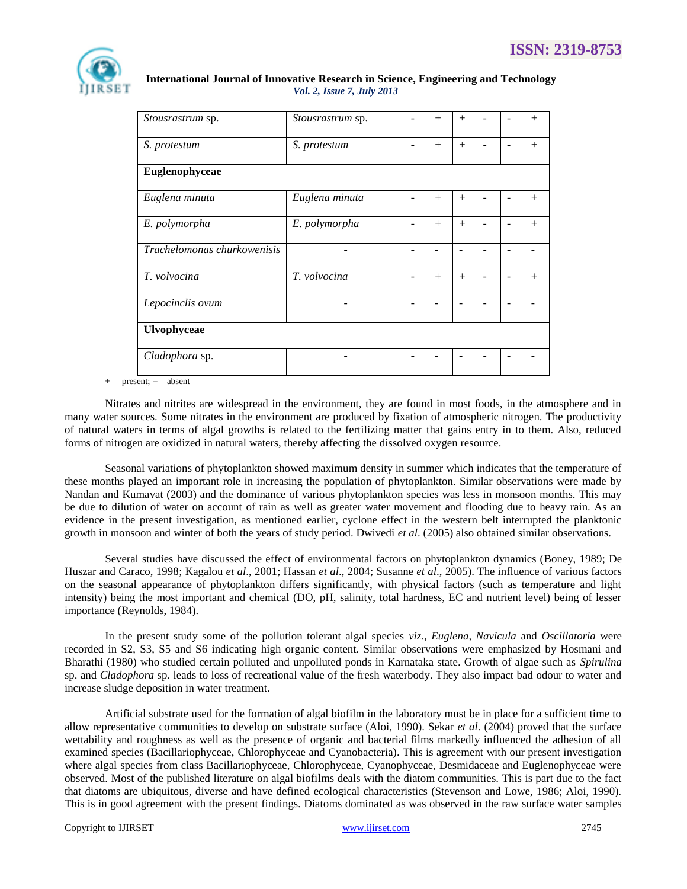| | | | | | | | |
|---|---|---|---|---|---|---|---|
| *Stousrastrum* sp. | *Stousrastrum* sp. | - | + | + | - | - | + |
| *S. protestum* | *S. protestum* | - | + | + | - | - | + |
| **Euglenophyceae** | | | | | | | |
| *Euglena minuta* | *Euglena minuta* | - | + | + | - | - | + |
| *E. polymorpha* | *E. polymorpha* | - | + | + | - | - | + |
| *Trachelomonas churkowenisis* | - | - | - | - | - | - | - |
| *T. volvocina* | *T. volvocina* | - | + | + | - | - | + |
| *Lepocinclis ovum* | - | - | - | - | - | - | - |
| **Ulvophyceae** | | | | | | | |
| *Cladophora* sp. | - | - | - | - | - | - | - |

+ = present; – = absent

Nitrates and nitrites are widespread in the environment, they are found in most foods, in the atmosphere and in many water sources. Some nitrates in the environment are produced by fixation of atmospheric nitrogen. The productivity of natural waters in terms of algal growths is related to the fertilizing matter that gains entry in to them. Also, reduced forms of nitrogen are oxidized in natural waters, thereby affecting the dissolved oxygen resource.

Seasonal variations of phytoplankton showed maximum density in summer which indicates that the temperature of these months played an important role in increasing the population of phytoplankton. Similar observations were made by Nandan and Kumavat (2003) and the dominance of various phytoplankton species was less in monsoon months. This may be due to dilution of water on account of rain as well as greater water movement and flooding due to heavy rain. As an evidence in the present investigation, as mentioned earlier, cyclone effect in the western belt interrupted the planktonic growth in monsoon and winter of both the years of study period. Dwivedi *et al*. (2005) also obtained similar observations.

Several studies have discussed the effect of environmental factors on phytoplankton dynamics (Boney, 1989; De Huszar and Caraco, 1998; Kagalou *et al*., 2001; Hassan *et al*., 2004; Susanne *et al*., 2005). The influence of various factors on the seasonal appearance of phytoplankton differs significantly, with physical factors (such as temperature and light intensity) being the most important and chemical (DO, pH, salinity, total hardness, EC and nutrient level) being of lesser importance (Reynolds, 1984).

In the present study some of the pollution tolerant algal species *viz., Euglena, Navicula* and *Oscillatoria* were recorded in S2, S3, S5 and S6 indicating high organic content. Similar observations were emphasized by Hosmani and Bharathi (1980) who studied certain polluted and unpolluted ponds in Karnataka state. Growth of algae such as *Spirulina* sp. and *Cladophora* sp. leads to loss of recreational value of the fresh waterbody. They also impact bad odour to water and increase sludge deposition in water treatment.

Artificial substrate used for the formation of algal biofilm in the laboratory must be in place for a sufficient time to allow representative communities to develop on substrate surface (Aloi, 1990). Sekar *et al*. (2004) proved that the surface wettability and roughness as well as the presence of organic and bacterial films markedly influenced the adhesion of all examined species (Bacillariophyceae, Chlorophyceae and Cyanobacteria). This is agreement with our present investigation where algal species from class Bacillariophyceae, Chlorophyceae, Cyanophyceae, Desmidaceae and Euglenophyceae were observed. Most of the published literature on algal biofilms deals with the diatom communities. This is part due to the fact that diatoms are ubiquitous, diverse and have defined ecological characteristics (Stevenson and Lowe, 1986; Aloi, 1990). This is in good agreement with the present findings. Diatoms dominated as was observed in the raw surface water samples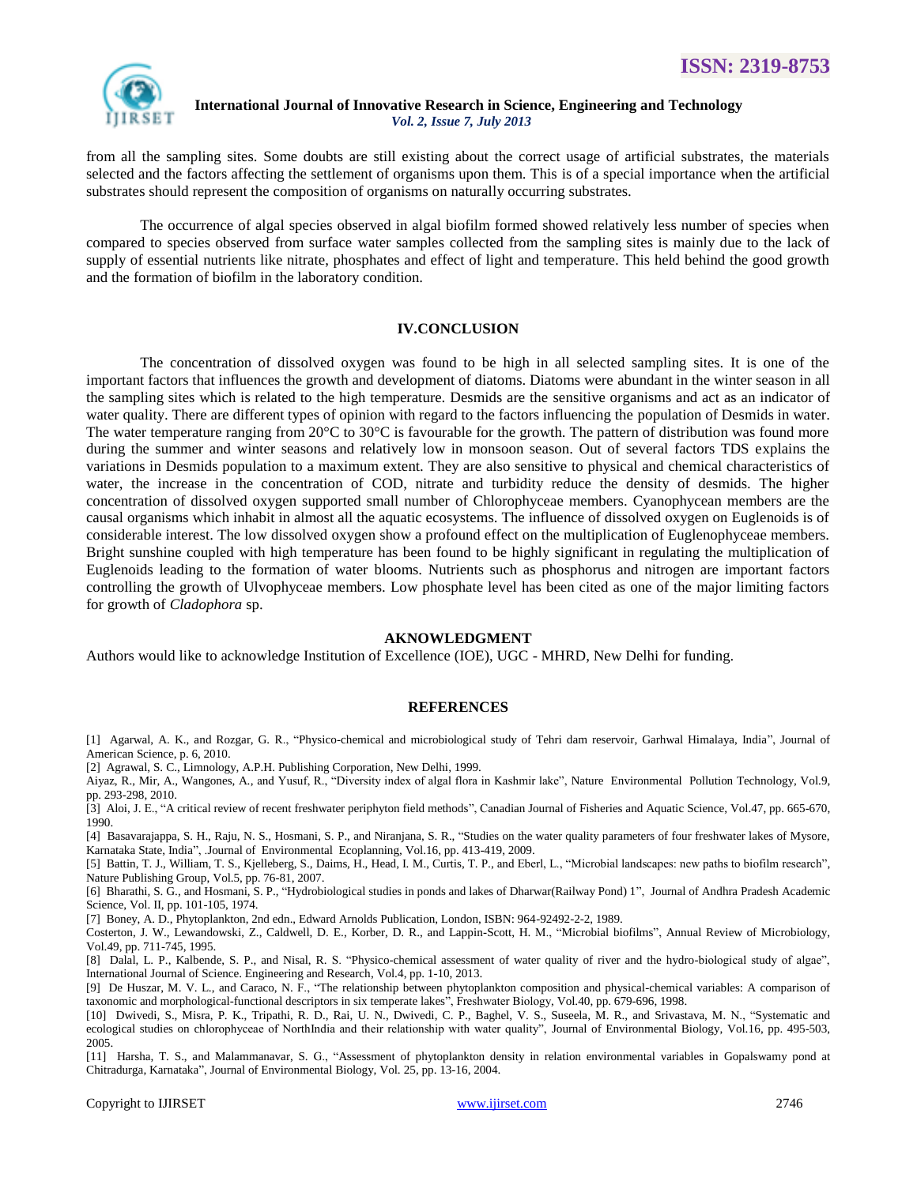from all the sampling sites. Some doubts are still existing about the correct usage of artificial substrates, the materials selected and the factors affecting the settlement of organisms upon them. This is of a special importance when the artificial substrates should represent the composition of organisms on naturally occurring substrates.

The occurrence of algal species observed in algal biofilm formed showed relatively less number of species when compared to species observed from surface water samples collected from the sampling sites is mainly due to the lack of supply of essential nutrients like nitrate, phosphates and effect of light and temperature. This held behind the good growth and the formation of biofilm in the laboratory condition.

## IV.CONCLUSION

The concentration of dissolved oxygen was found to be high in all selected sampling sites. It is one of the important factors that influences the growth and development of diatoms. Diatoms were abundant in the winter season in all the sampling sites which is related to the high temperature. Desmids are the sensitive organisms and act as an indicator of water quality. There are different types of opinion with regard to the factors influencing the population of Desmids in water. The water temperature ranging from 20°C to 30°C is favourable for the growth. The pattern of distribution was found more during the summer and winter seasons and relatively low in monsoon season. Out of several factors TDS explains the variations in Desmids population to a maximum extent. They are also sensitive to physical and chemical characteristics of water, the increase in the concentration of COD, nitrate and turbidity reduce the density of desmids. The higher concentration of dissolved oxygen supported small number of Chlorophyceae members. Cyanophycean members are the causal organisms which inhabit in almost all the aquatic ecosystems. The influence of dissolved oxygen on Euglenoids is of considerable interest. The low dissolved oxygen show a profound effect on the multiplication of Euglenophyceae members. Bright sunshine coupled with high temperature has been found to be highly significant in regulating the multiplication of Euglenoids leading to the formation of water blooms. Nutrients such as phosphorus and nitrogen are important factors controlling the growth of Ulvophyceae members. Low phosphate level has been cited as one of the major limiting factors for growth of *Cladophora* sp.

## AKNOWLEDGMENT

Authors would like to acknowledge Institution of Excellence (IOE), UGC - MHRD, New Delhi for funding.

## REFERENCES

[1] Agarwal, A. K., and Rozgar, G. R., "Physico-chemical and microbiological study of Tehri dam reservoir, Garhwal Himalaya, India", Journal of American Science, p. 6, 2010.

[2] Agrawal, S. C., Limnology, A.P.H. Publishing Corporation, New Delhi, 1999.

Aiyaz, R., Mir, A., Wangones, A., and Yusuf, R., "Diversity index of algal flora in Kashmir lake", Nature Environmental Pollution Technology, Vol.9, pp. 293-298, 2010.

[3] Aloi, J. E., "A critical review of recent freshwater periphyton field methods", Canadian Journal of Fisheries and Aquatic Science, Vol.47, pp. 665-670, 1990.

[4] Basavarajappa, S. H., Raju, N. S., Hosmani, S. P., and Niranjana, S. R., "Studies on the water quality parameters of four freshwater lakes of Mysore, Karnataka State, India", .Journal of Environmental Ecoplanning, Vol.16, pp. 413-419, 2009.

[5] Battin, T. J., William, T. S., Kjelleberg, S., Daims, H., Head, I. M., Curtis, T. P., and Eberl, L., "Microbial landscapes: new paths to biofilm research", Nature Publishing Group, Vol.5, pp. 76-81, 2007.

[6] Bharathi, S. G., and Hosmani, S. P., "Hydrobiological studies in ponds and lakes of Dharwar(Railway Pond) 1", Journal of Andhra Pradesh Academic Science, Vol. II, pp. 101-105, 1974.

[7] Boney, A. D., Phytoplankton, 2nd edn., Edward Arnolds Publication, London, ISBN: 964-92492-2-2, 1989.

Costerton, J. W., Lewandowski, Z., Caldwell, D. E., Korber, D. R., and Lappin-Scott, H. M., "Microbial biofilms", Annual Review of Microbiology, Vol.49, pp. 711-745, 1995.

[8] Dalal, L. P., Kalbende, S. P., and Nisal, R. S. "Physico-chemical assessment of water quality of river and the hydro-biological study of algae", International Journal of Science. Engineering and Research, Vol.4, pp. 1-10, 2013.

[9] De Huszar, M. V. L., and Caraco, N. F., "The relationship between phytoplankton composition and physical-chemical variables: A comparison of taxonomic and morphological-functional descriptors in six temperate lakes", Freshwater Biology, Vol.40, pp. 679-696, 1998.

[10] Dwivedi, S., Misra, P. K., Tripathi, R. D., Rai, U. N., Dwivedi, C. P., Baghel, V. S., Suseela, M. R., and Srivastava, M. N., "Systematic and ecological studies on chlorophyceae of NorthIndia and their relationship with water quality", Journal of Environmental Biology, Vol.16, pp. 495-503, 2005.

[11] Harsha, T. S., and Malammanavar, S. G., "Assessment of phytoplankton density in relation environmental variables in Gopalswamy pond at Chitradurga, Karnataka", Journal of Environmental Biology, Vol. 25, pp. 13-16, 2004.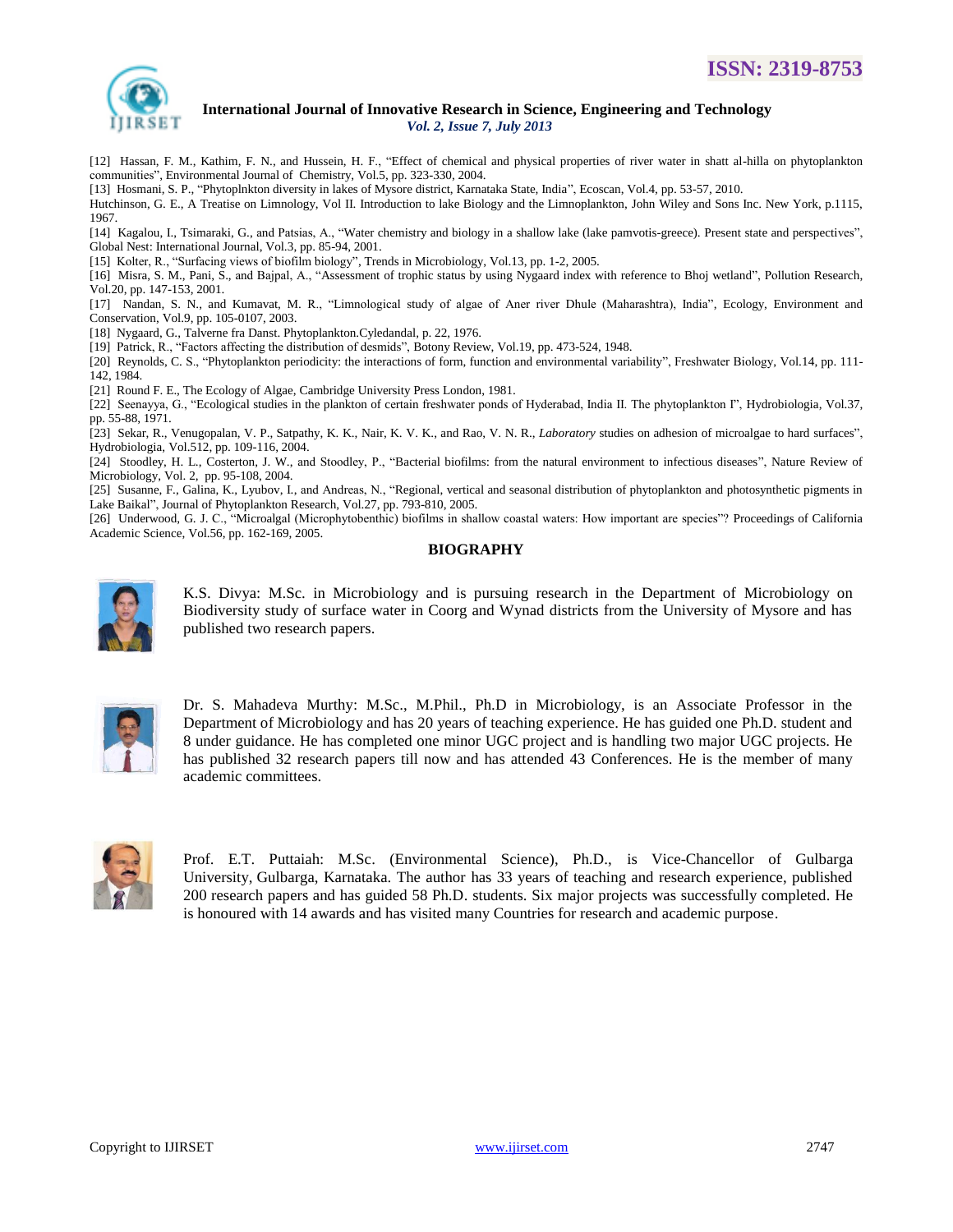[12] Hassan, F. M., Kathim, F. N., and Hussein, H. F., "Effect of chemical and physical properties of river water in shatt al-hilla on phytoplankton communities", Environmental Journal of Chemistry, Vol.5, pp. 323-330, 2004.

[13] Hosmani, S. P., "Phytoplnkton diversity in lakes of Mysore district, Karnataka State, India", Ecoscan, Vol.4, pp. 53-57, 2010.

Hutchinson, G. E., A Treatise on Limnology, Vol II. Introduction to lake Biology and the Limnoplankton, John Wiley and Sons Inc. New York, p.1115, 1967.

[14] Kagalou, I., Tsimaraki, G., and Patsias, A., "Water chemistry and biology in a shallow lake (lake pamvotis-greece). Present state and perspectives", Global Nest: International Journal, Vol.3, pp. 85-94, 2001.

[15] Kolter, R., "Surfacing views of biofilm biology", Trends in Microbiology, Vol.13, pp. 1-2, 2005.

[16] Misra, S. M., Pani, S., and Bajpal, A., "Assessment of trophic status by using Nygaard index with reference to Bhoj wetland", Pollution Research, Vol.20, pp. 147-153, 2001.

[17] Nandan, S. N., and Kumavat, M. R., "Limnological study of algae of Aner river Dhule (Maharashtra), India", Ecology, Environment and Conservation, Vol.9, pp. 105-0107, 2003.

[18] Nygaard, G., Talverne fra Danst. Phytoplankton.Cyledandal, p. 22, 1976.

[19] Patrick, R., "Factors affecting the distribution of desmids", Botony Review, Vol.19, pp. 473-524, 1948.

[20] Reynolds, C. S., "Phytoplankton periodicity: the interactions of form, function and environmental variability", Freshwater Biology, Vol.14, pp. 111-142, 1984.

[21] Round F. E., The Ecology of Algae, Cambridge University Press London, 1981.

[22] Seenayya, G., "Ecological studies in the plankton of certain freshwater ponds of Hyderabad, India II. The phytoplankton I", Hydrobiologia, Vol.37, pp. 55-88, 1971.

[23] Sekar, R., Venugopalan, V. P., Satpathy, K. K., Nair, K. V. K., and Rao, V. N. R., *Laboratory* studies on adhesion of microalgae to hard surfaces", Hydrobiologia, Vol.512, pp. 109-116, 2004.

[24] Stoodley, H. L., Costerton, J. W., and Stoodley, P., "Bacterial biofilms: from the natural environment to infectious diseases", Nature Review of Microbiology, Vol. 2, pp. 95-108, 2004.

[25] Susanne, F., Galina, K., Lyubov, I., and Andreas, N., "Regional, vertical and seasonal distribution of phytoplankton and photosynthetic pigments in Lake Baikal", Journal of Phytoplankton Research, Vol.27, pp. 793-810, 2005.

[26] Underwood, G. J. C., "Microalgal (Microphytobenthic) biofilms in shallow coastal waters: How important are species"? Proceedings of California Academic Science, Vol.56, pp. 162-169, 2005.

## BIOGRAPHY

K.S. Divya: M.Sc. in Microbiology and is pursuing research in the Department of Microbiology on Biodiversity study of surface water in Coorg and Wynad districts from the University of Mysore and has published two research papers.

Dr. S. Mahadeva Murthy: M.Sc., M.Phil., Ph.D in Microbiology, is an Associate Professor in the Department of Microbiology and has 20 years of teaching experience. He has guided one Ph.D. student and 8 under guidance. He has completed one minor UGC project and is handling two major UGC projects. He has published 32 research papers till now and has attended 43 Conferences. He is the member of many academic committees.

Prof. E.T. Puttaiah: M.Sc. (Environmental Science), Ph.D., is Vice-Chancellor of Gulbarga University, Gulbarga, Karnataka. The author has 33 years of teaching and research experience, published 200 research papers and has guided 58 Ph.D. students. Six major projects was successfully completed. He is honoured with 14 awards and has visited many Countries for research and academic purpose.